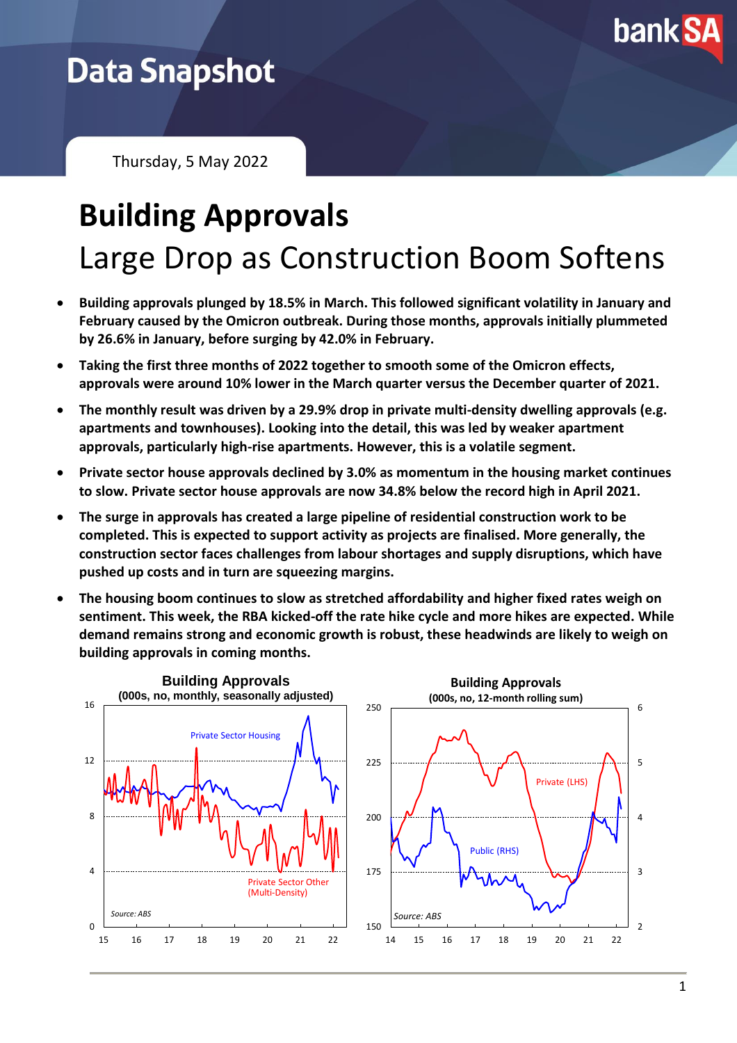# Data Snapshot

Thursday, 5 May 2022

# Building Approvals

## Large Drop as Construction Boom Softens

- **Building approvals plunged by 18.5% in March. This followed significant volatility in January and February caused by the Omicron outbreak. During those months, approvals initially plummeted by 26.6% in January, before surging by 42.0% in February.**
- **Taking the first three months of 2022 together to smooth some of the Omicron effects, approvals were around 10% lower in the March quarter versus the December quarter of 2021.**
- **The monthly result was driven by a 29.9% drop in private multi-density dwelling approvals (e.g. apartments and townhouses). Looking into the detail, this was led by weaker apartment approvals, particularly high-rise apartments. However, this is a volatile segment.**
- **Private sector house approvals declined by 3.0% as momentum in the housing market continues to slow. Private sector house approvals are now 34.8% below the record high in April 2021.**
- **The surge in approvals has created a large pipeline of residential construction work to be completed. This is expected to support activity as projects are finalised. More generally, the construction sector faces challenges from labour shortages and supply disruptions, which have pushed up costs and in turn are squeezing margins.**
- **The housing boom continues to slow as stretched affordability and higher fixed rates weigh on sentiment. This week, the RBA kicked-off the rate hike cycle and more hikes are expected. While demand remains strong and economic growth is robust, these headwinds are likely to weigh on building approvals in coming months.**

**Building Approvals**
**(000s, no, monthly, seasonally adjusted)**

Private Sector Housing; Private Sector Other (Multi-Density)

Source: ABS

**Building Approvals**
**(000s, no, 12-month rolling sum)**

Private (LHS); Public (RHS)

Source: ABS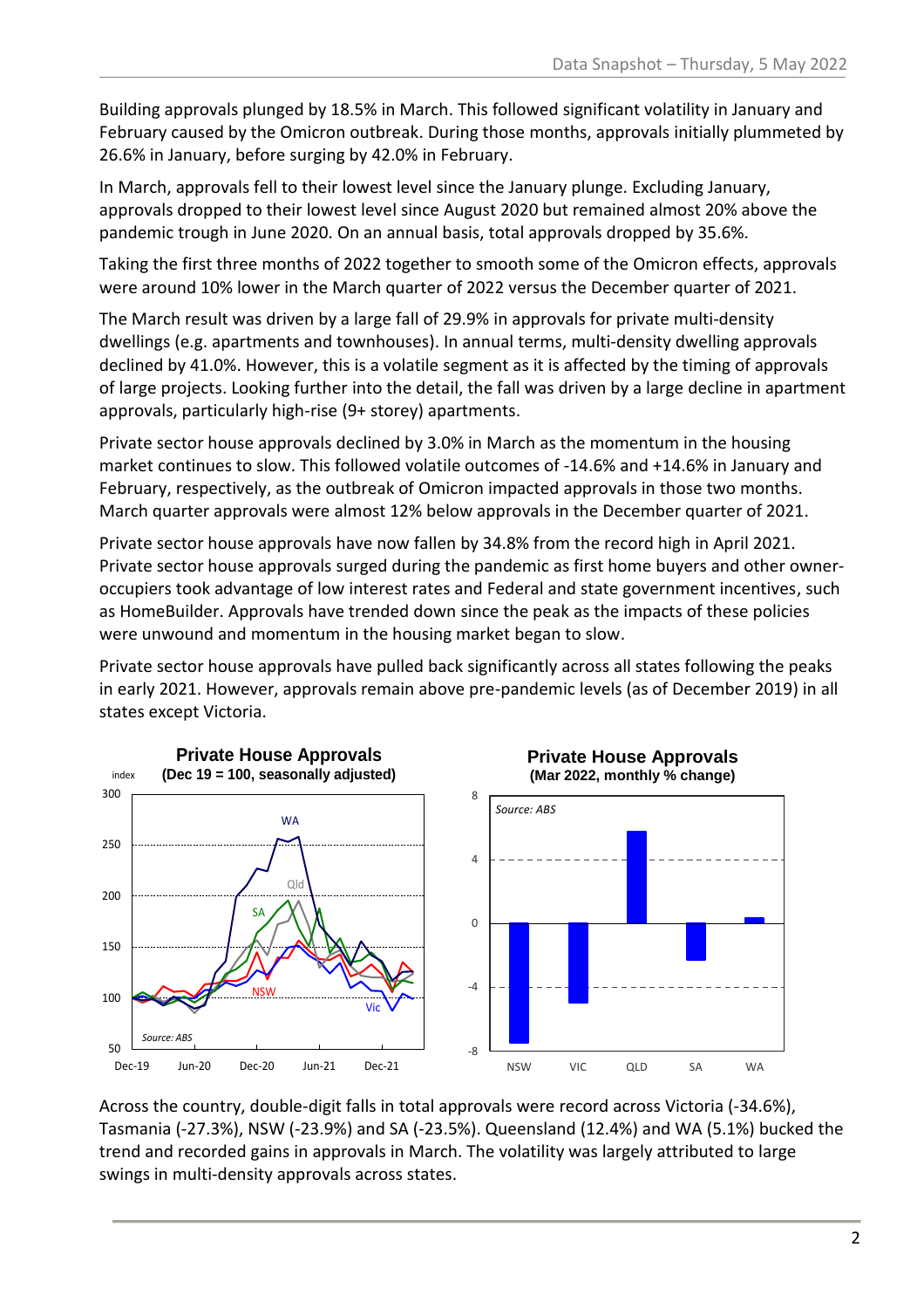Building approvals plunged by 18.5% in March. This followed significant volatility in January and February caused by the Omicron outbreak. During those months, approvals initially plummeted by 26.6% in January, before surging by 42.0% in February.

In March, approvals fell to their lowest level since the January plunge. Excluding January, approvals dropped to their lowest level since August 2020 but remained almost 20% above the pandemic trough in June 2020. On an annual basis, total approvals dropped by 35.6%.

Taking the first three months of 2022 together to smooth some of the Omicron effects, approvals were around 10% lower in the March quarter of 2022 versus the December quarter of 2021.

The March result was driven by a large fall of 29.9% in approvals for private multi-density dwellings (e.g. apartments and townhouses). In annual terms, multi-density dwelling approvals declined by 41.0%. However, this is a volatile segment as it is affected by the timing of approvals of large projects. Looking further into the detail, the fall was driven by a large decline in apartment approvals, particularly high-rise (9+ storey) apartments.

Private sector house approvals declined by 3.0% in March as the momentum in the housing market continues to slow. This followed volatile outcomes of -14.6% and +14.6% in January and February, respectively, as the outbreak of Omicron impacted approvals in those two months. March quarter approvals were almost 12% below approvals in the December quarter of 2021.

Private sector house approvals have now fallen by 34.8% from the record high in April 2021. Private sector house approvals surged during the pandemic as first home buyers and other owner-occupiers took advantage of low interest rates and Federal and state government incentives, such as HomeBuilder. Approvals have trended down since the peak as the impacts of these policies were unwound and momentum in the housing market began to slow.

Private sector house approvals have pulled back significantly across all states following the peaks in early 2021. However, approvals remain above pre-pandemic levels (as of December 2019) in all states except Victoria.

**Private House Approvals**
**(Dec 19 = 100, seasonally adjusted)**

**Private House Approvals**
**(Mar 2022, monthly % change)**

Across the country, double-digit falls in total approvals were record across Victoria (-34.6%), Tasmania (-27.3%), NSW (-23.9%) and SA (-23.5%). Queensland (12.4%) and WA (5.1%) bucked the trend and recorded gains in approvals in March. The volatility was largely attributed to large swings in multi-density approvals across states.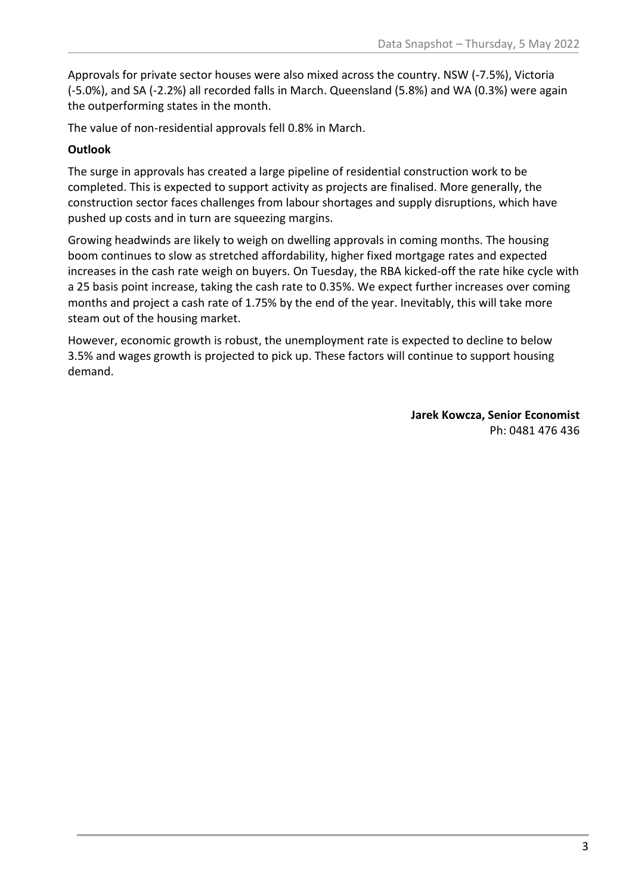Approvals for private sector houses were also mixed across the country. NSW (-7.5%), Victoria (-5.0%), and SA (-2.2%) all recorded falls in March. Queensland (5.8%) and WA (0.3%) were again the outperforming states in the month.

The value of non-residential approvals fell 0.8% in March.

**Outlook**

The surge in approvals has created a large pipeline of residential construction work to be completed. This is expected to support activity as projects are finalised. More generally, the construction sector faces challenges from labour shortages and supply disruptions, which have pushed up costs and in turn are squeezing margins.

Growing headwinds are likely to weigh on dwelling approvals in coming months. The housing boom continues to slow as stretched affordability, higher fixed mortgage rates and expected increases in the cash rate weigh on buyers. On Tuesday, the RBA kicked-off the rate hike cycle with a 25 basis point increase, taking the cash rate to 0.35%. We expect further increases over coming months and project a cash rate of 1.75% by the end of the year. Inevitably, this will take more steam out of the housing market.

However, economic growth is robust, the unemployment rate is expected to decline to below 3.5% and wages growth is projected to pick up. These factors will continue to support housing demand.

**Jarek Kowcza, Senior Economist**
Ph: 0481 476 436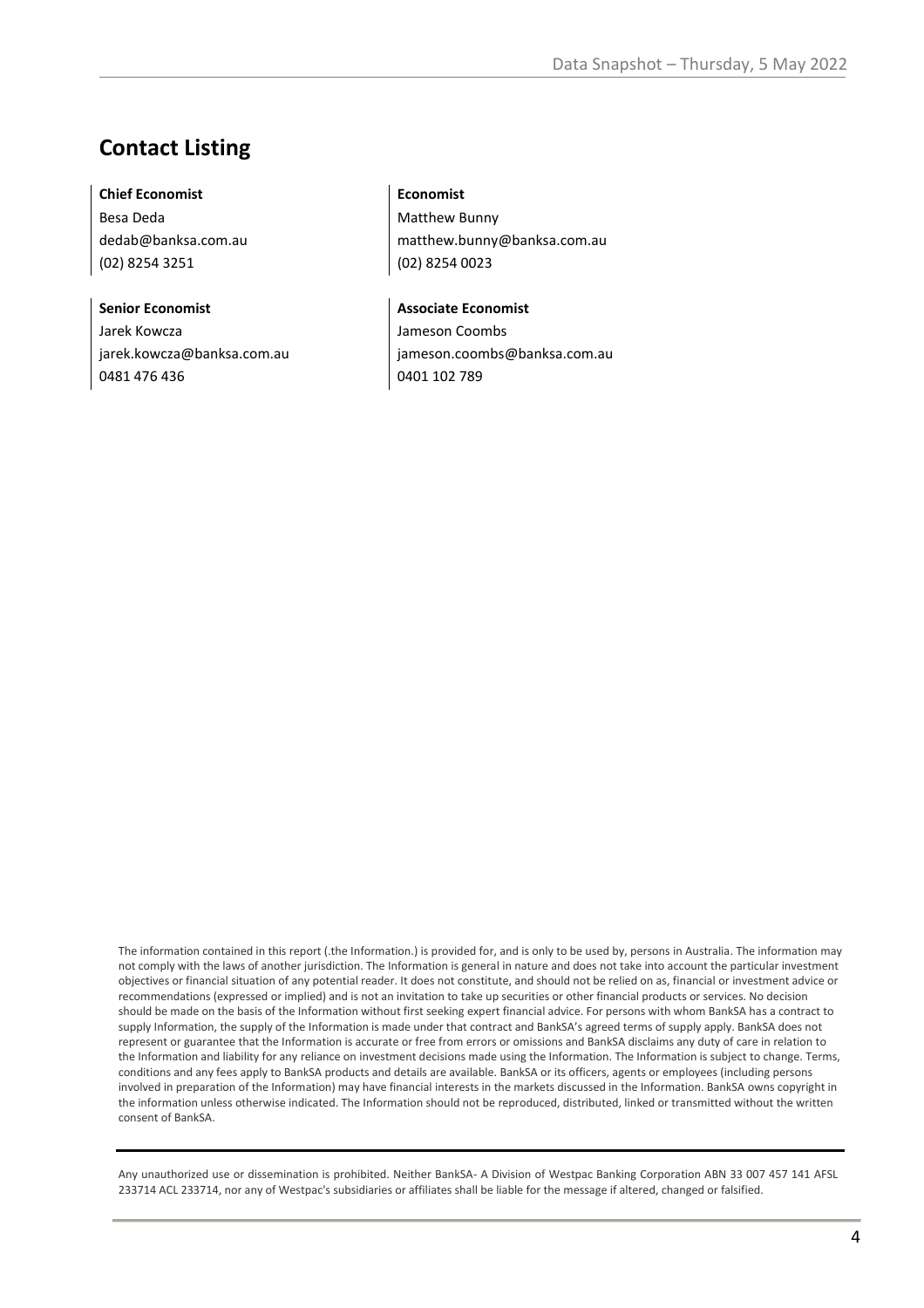## Contact Listing

**Chief Economist**
Besa Deda
dedab@banksa.com.au
(02) 8254 3251

**Senior Economist**
Jarek Kowcza
jarek.kowcza@banksa.com.au
0481 476 436

**Economist**
Matthew Bunny
matthew.bunny@banksa.com.au
(02) 8254 0023

**Associate Economist**
Jameson Coombs
jameson.coombs@banksa.com.au
0401 102 789

The information contained in this report (.the Information.) is provided for, and is only to be used by, persons in Australia. The information may not comply with the laws of another jurisdiction. The Information is general in nature and does not take into account the particular investment objectives or financial situation of any potential reader. It does not constitute, and should not be relied on as, financial or investment advice or recommendations (expressed or implied) and is not an invitation to take up securities or other financial products or services. No decision should be made on the basis of the Information without first seeking expert financial advice. For persons with whom BankSA has a contract to supply Information, the supply of the Information is made under that contract and BankSA's agreed terms of supply apply. BankSA does not represent or guarantee that the Information is accurate or free from errors or omissions and BankSA disclaims any duty of care in relation to the Information and liability for any reliance on investment decisions made using the Information. The Information is subject to change. Terms, conditions and any fees apply to BankSA products and details are available. BankSA or its officers, agents or employees (including persons involved in preparation of the Information) may have financial interests in the markets discussed in the Information. BankSA owns copyright in the information unless otherwise indicated. The Information should not be reproduced, distributed, linked or transmitted without the written consent of BankSA.

Any unauthorized use or dissemination is prohibited. Neither BankSA- A Division of Westpac Banking Corporation ABN 33 007 457 141 AFSL 233714 ACL 233714, nor any of Westpac's subsidiaries or affiliates shall be liable for the message if altered, changed or falsified.